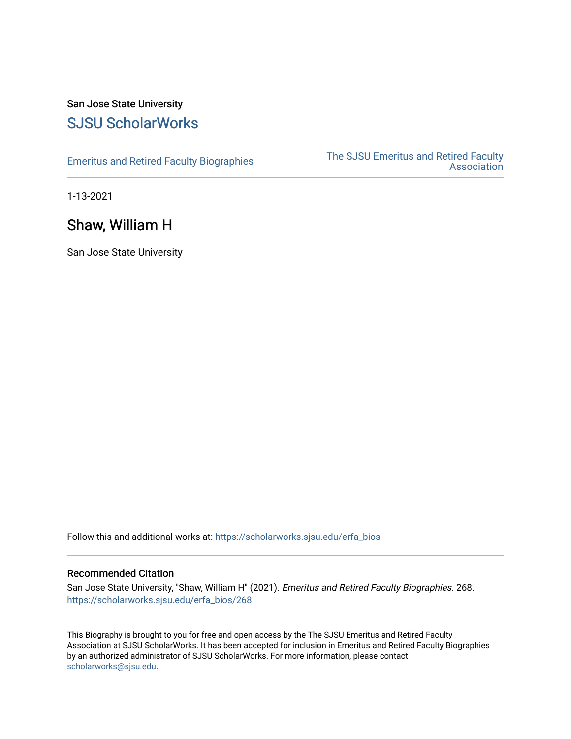San Jose State University

# SJSU ScholarWorks

Emeritus and Retired Faculty Biographies

The SJSU Emeritus and Retired Faculty Association

1-13-2021

## Shaw, William H

San Jose State University

Follow this and additional works at: https://scholarworks.sjsu.edu/erfa_bios

### Recommended Citation

San Jose State University, "Shaw, William H" (2021). *Emeritus and Retired Faculty Biographies*. 268.
https://scholarworks.sjsu.edu/erfa_bios/268

This Biography is brought to you for free and open access by the The SJSU Emeritus and Retired Faculty Association at SJSU ScholarWorks. It has been accepted for inclusion in Emeritus and Retired Faculty Biographies by an authorized administrator of SJSU ScholarWorks. For more information, please contact scholarworks@sjsu.edu.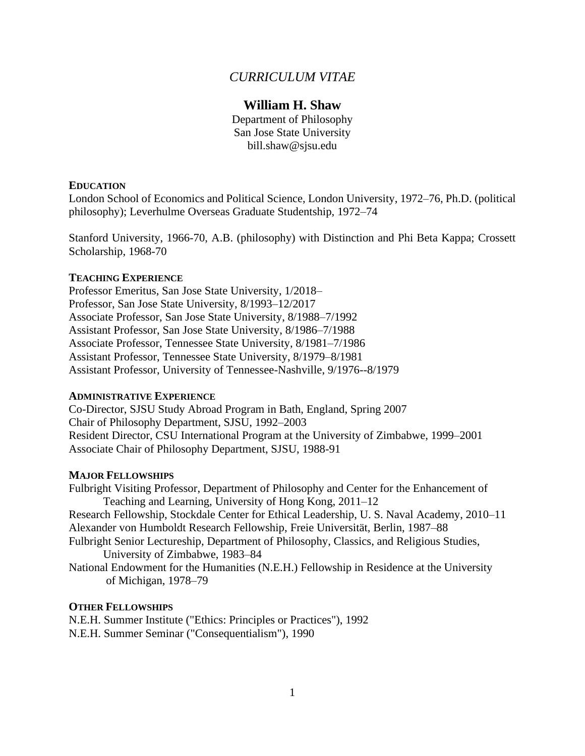# *CURRICULUM VITAE*

## William H. Shaw

Department of Philosophy
San Jose State University
bill.shaw@sjsu.edu

### EDUCATION

London School of Economics and Political Science, London University, 1972–76, Ph.D. (political philosophy); Leverhulme Overseas Graduate Studentship, 1972–74

Stanford University, 1966-70, A.B. (philosophy) with Distinction and Phi Beta Kappa; Crossett Scholarship, 1968-70

### TEACHING EXPERIENCE

Professor Emeritus, San Jose State University, 1/2018–
Professor, San Jose State University, 8/1993–12/2017
Associate Professor, San Jose State University, 8/1988–7/1992
Assistant Professor, San Jose State University, 8/1986–7/1988
Associate Professor, Tennessee State University, 8/1981–7/1986
Assistant Professor, Tennessee State University, 8/1979–8/1981
Assistant Professor, University of Tennessee-Nashville, 9/1976--8/1979

### ADMINISTRATIVE EXPERIENCE

Co-Director, SJSU Study Abroad Program in Bath, England, Spring 2007
Chair of Philosophy Department, SJSU, 1992–2003
Resident Director, CSU International Program at the University of Zimbabwe, 1999–2001
Associate Chair of Philosophy Department, SJSU, 1988-91

### MAJOR FELLOWSHIPS

Fulbright Visiting Professor, Department of Philosophy and Center for the Enhancement of Teaching and Learning, University of Hong Kong, 2011–12
Research Fellowship, Stockdale Center for Ethical Leadership, U. S. Naval Academy, 2010–11
Alexander von Humboldt Research Fellowship, Freie Universität, Berlin, 1987–88
Fulbright Senior Lectureship, Department of Philosophy, Classics, and Religious Studies, University of Zimbabwe, 1983–84
National Endowment for the Humanities (N.E.H.) Fellowship in Residence at the University of Michigan, 1978–79

### OTHER FELLOWSHIPS

N.E.H. Summer Institute ("Ethics: Principles or Practices"), 1992
N.E.H. Summer Seminar ("Consequentialism"), 1990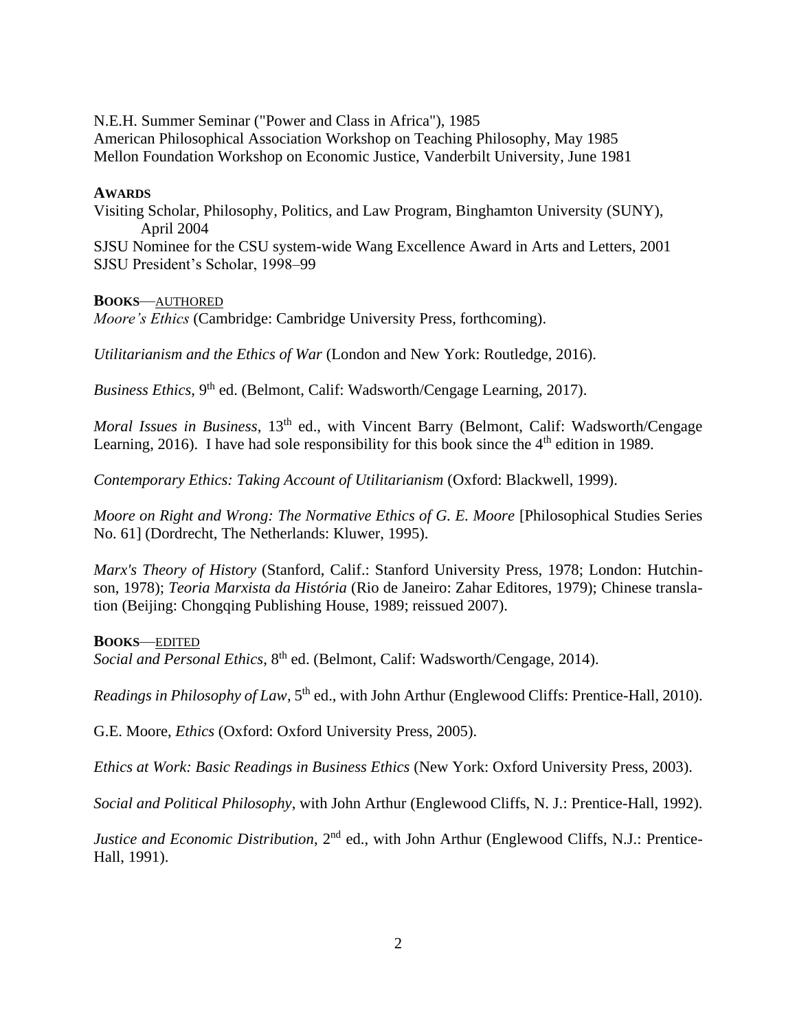N.E.H. Summer Seminar ("Power and Class in Africa"), 1985
American Philosophical Association Workshop on Teaching Philosophy, May 1985
Mellon Foundation Workshop on Economic Justice, Vanderbilt University, June 1981

**AWARDS**

Visiting Scholar, Philosophy, Politics, and Law Program, Binghamton University (SUNY), April 2004
SJSU Nominee for the CSU system-wide Wang Excellence Award in Arts and Letters, 2001
SJSU President's Scholar, 1998–99

**BOOKS**—AUTHORED

*Moore's Ethics* (Cambridge: Cambridge University Press, forthcoming).

*Utilitarianism and the Ethics of War* (London and New York: Routledge, 2016).

*Business Ethics*, 9th ed. (Belmont, Calif: Wadsworth/Cengage Learning, 2017).

*Moral Issues in Business*, 13th ed., with Vincent Barry (Belmont, Calif: Wadsworth/Cengage Learning, 2016). I have had sole responsibility for this book since the 4th edition in 1989.

*Contemporary Ethics: Taking Account of Utilitarianism* (Oxford: Blackwell, 1999).

*Moore on Right and Wrong: The Normative Ethics of G. E. Moore* [Philosophical Studies Series No. 61] (Dordrecht, The Netherlands: Kluwer, 1995).

*Marx's Theory of History* (Stanford, Calif.: Stanford University Press, 1978; London: Hutchinson, 1978); *Teoria Marxista da História* (Rio de Janeiro: Zahar Editores, 1979); Chinese translation (Beijing: Chongqing Publishing House, 1989; reissued 2007).

**BOOKS**—EDITED

*Social and Personal Ethics*, 8th ed. (Belmont, Calif: Wadsworth/Cengage, 2014).

*Readings in Philosophy of Law*, 5th ed., with John Arthur (Englewood Cliffs: Prentice-Hall, 2010).

G.E. Moore, *Ethics* (Oxford: Oxford University Press, 2005).

*Ethics at Work: Basic Readings in Business Ethics* (New York: Oxford University Press, 2003).

*Social and Political Philosophy*, with John Arthur (Englewood Cliffs, N. J.: Prentice-Hall, 1992).

*Justice and Economic Distribution*, 2nd ed., with John Arthur (Englewood Cliffs, N.J.: Prentice-Hall, 1991).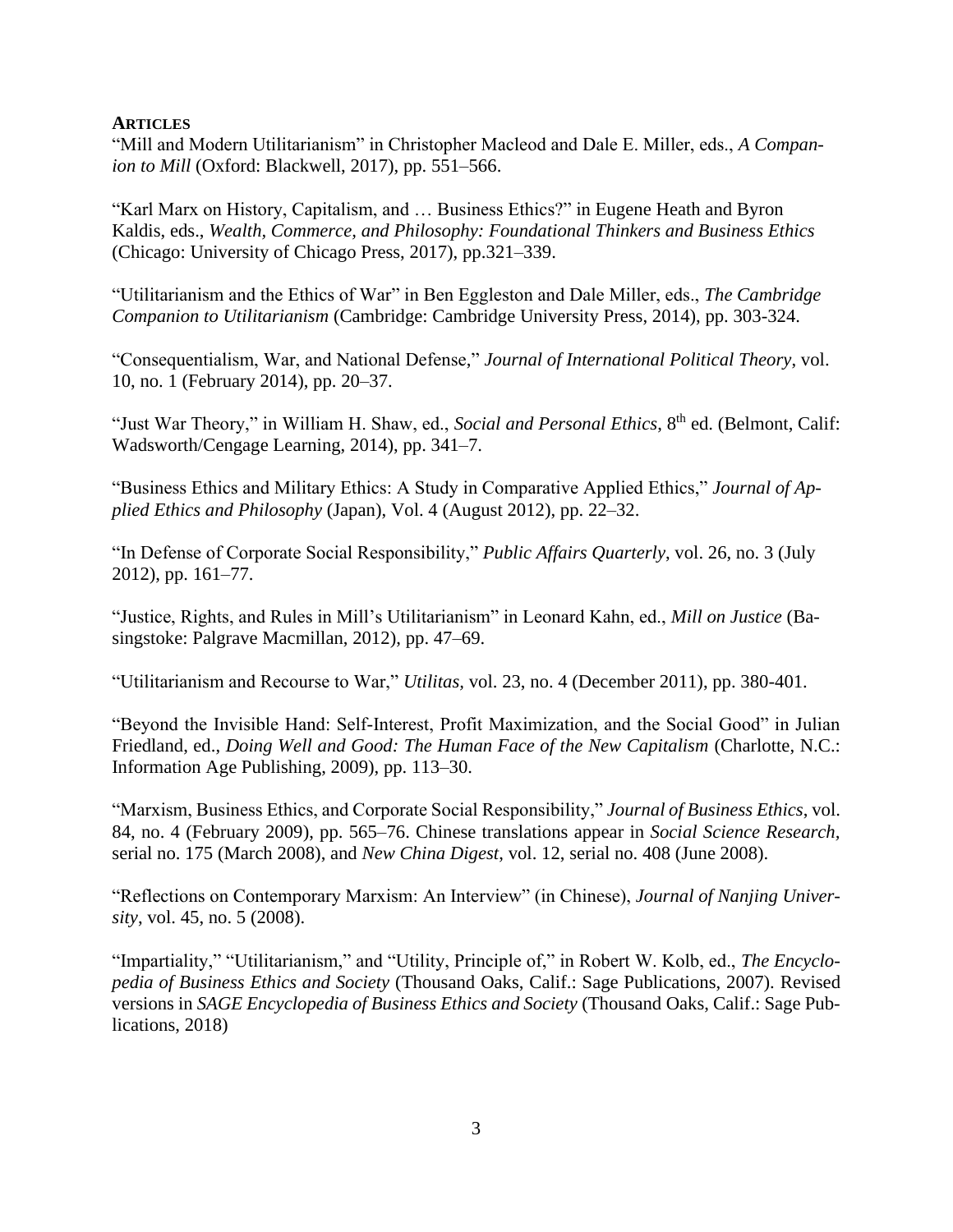**ARTICLES**

"Mill and Modern Utilitarianism" in Christopher Macleod and Dale E. Miller, eds., *A Companion to Mill* (Oxford: Blackwell, 2017), pp. 551–566.

"Karl Marx on History, Capitalism, and … Business Ethics?" in Eugene Heath and Byron Kaldis, eds., *Wealth, Commerce, and Philosophy: Foundational Thinkers and Business Ethics* (Chicago: University of Chicago Press, 2017), pp.321–339.

"Utilitarianism and the Ethics of War" in Ben Eggleston and Dale Miller, eds., *The Cambridge Companion to Utilitarianism* (Cambridge: Cambridge University Press, 2014), pp. 303-324.

"Consequentialism, War, and National Defense," *Journal of International Political Theory*, vol. 10, no. 1 (February 2014), pp. 20–37.

"Just War Theory," in William H. Shaw, ed., *Social and Personal Ethics*, 8th ed. (Belmont, Calif: Wadsworth/Cengage Learning, 2014), pp. 341–7.

"Business Ethics and Military Ethics: A Study in Comparative Applied Ethics," *Journal of Applied Ethics and Philosophy* (Japan), Vol. 4 (August 2012), pp. 22–32.

"In Defense of Corporate Social Responsibility," *Public Affairs Quarterly*, vol. 26, no. 3 (July 2012), pp. 161–77.

"Justice, Rights, and Rules in Mill's Utilitarianism" in Leonard Kahn, ed., *Mill on Justice* (Basingstoke: Palgrave Macmillan, 2012), pp. 47–69.

"Utilitarianism and Recourse to War," *Utilitas*, vol. 23, no. 4 (December 2011), pp. 380-401.

"Beyond the Invisible Hand: Self-Interest, Profit Maximization, and the Social Good" in Julian Friedland, ed., *Doing Well and Good: The Human Face of the New Capitalism* (Charlotte, N.C.: Information Age Publishing, 2009), pp. 113–30.

"Marxism, Business Ethics, and Corporate Social Responsibility," *Journal of Business Ethics*, vol. 84, no. 4 (February 2009), pp. 565–76. Chinese translations appear in *Social Science Research*, serial no. 175 (March 2008), and *New China Digest*, vol. 12, serial no. 408 (June 2008).

"Reflections on Contemporary Marxism: An Interview" (in Chinese), *Journal of Nanjing University*, vol. 45, no. 5 (2008).

"Impartiality," "Utilitarianism," and "Utility, Principle of," in Robert W. Kolb, ed., *The Encyclopedia of Business Ethics and Society* (Thousand Oaks, Calif.: Sage Publications, 2007). Revised versions in *SAGE Encyclopedia of Business Ethics and Society* (Thousand Oaks, Calif.: Sage Publications, 2018)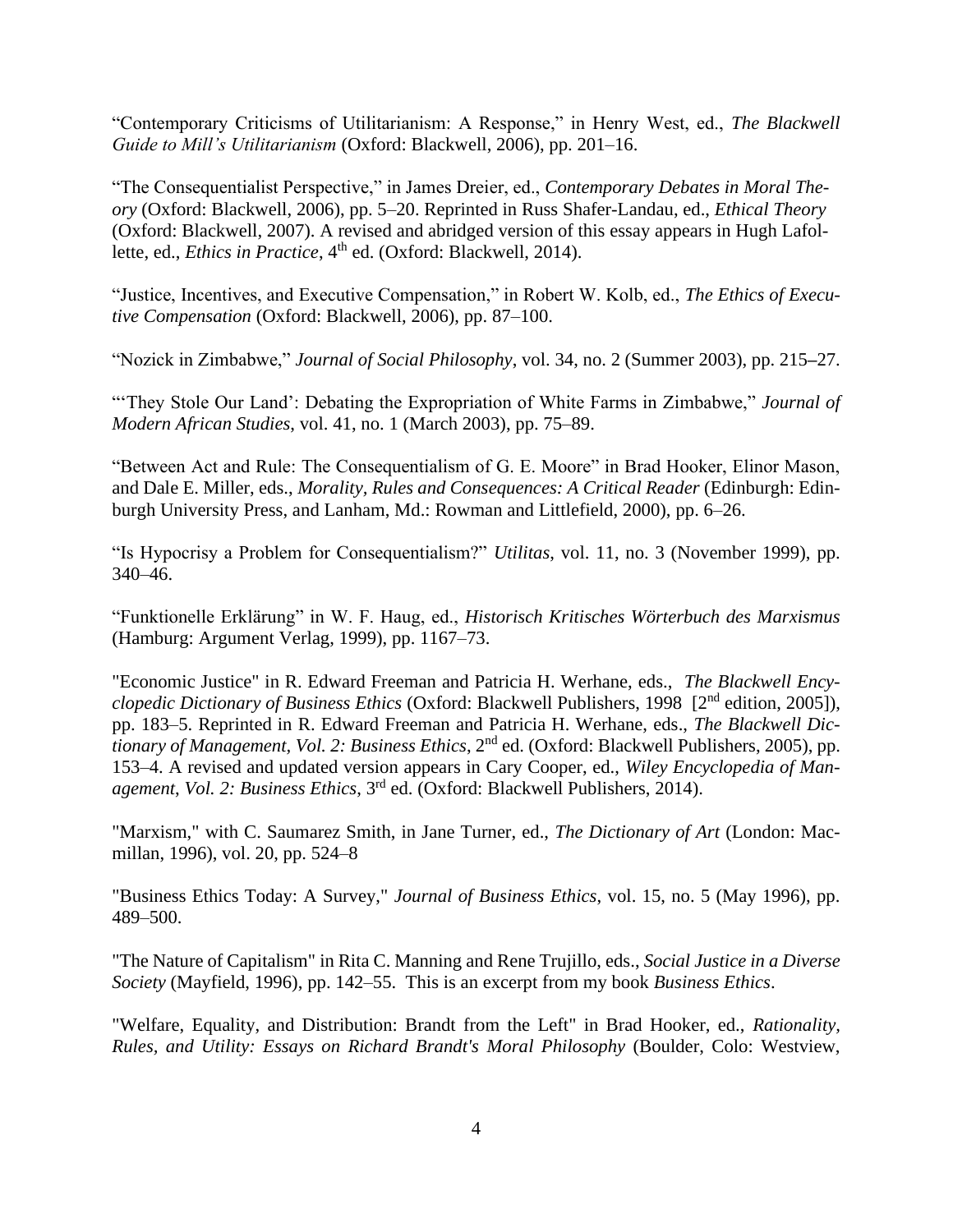"Contemporary Criticisms of Utilitarianism: A Response," in Henry West, ed., *The Blackwell Guide to Mill's Utilitarianism* (Oxford: Blackwell, 2006), pp. 201–16.

"The Consequentialist Perspective," in James Dreier, ed., *Contemporary Debates in Moral Theory* (Oxford: Blackwell, 2006), pp. 5–20. Reprinted in Russ Shafer-Landau, ed., *Ethical Theory* (Oxford: Blackwell, 2007). A revised and abridged version of this essay appears in Hugh Lafollette, ed., *Ethics in Practice*, 4th ed. (Oxford: Blackwell, 2014).

"Justice, Incentives, and Executive Compensation," in Robert W. Kolb, ed., *The Ethics of Executive Compensation* (Oxford: Blackwell, 2006), pp. 87–100.

"Nozick in Zimbabwe," *Journal of Social Philosophy*, vol. 34, no. 2 (Summer 2003), pp. 215–27.

"'They Stole Our Land': Debating the Expropriation of White Farms in Zimbabwe," *Journal of Modern African Studies*, vol. 41, no. 1 (March 2003), pp. 75–89.

"Between Act and Rule: The Consequentialism of G. E. Moore" in Brad Hooker, Elinor Mason, and Dale E. Miller, eds., *Morality, Rules and Consequences: A Critical Reader* (Edinburgh: Edinburgh University Press, and Lanham, Md.: Rowman and Littlefield, 2000), pp. 6–26.

"Is Hypocrisy a Problem for Consequentialism?" *Utilitas*, vol. 11, no. 3 (November 1999), pp. 340–46.

"Funktionelle Erklärung" in W. F. Haug, ed., *Historisch Kritisches Wörterbuch des Marxismus* (Hamburg: Argument Verlag, 1999), pp. 1167–73.

"Economic Justice" in R. Edward Freeman and Patricia H. Werhane, eds., *The Blackwell Encyclopedic Dictionary of Business Ethics* (Oxford: Blackwell Publishers, 1998 [2nd edition, 2005]), pp. 183–5. Reprinted in R. Edward Freeman and Patricia H. Werhane, eds., *The Blackwell Dictionary of Management, Vol. 2: Business Ethics*, 2nd ed. (Oxford: Blackwell Publishers, 2005), pp. 153–4. A revised and updated version appears in Cary Cooper, ed., *Wiley Encyclopedia of Management, Vol. 2: Business Ethics*, 3rd ed. (Oxford: Blackwell Publishers, 2014).

"Marxism," with C. Saumarez Smith, in Jane Turner, ed., *The Dictionary of Art* (London: Macmillan, 1996), vol. 20, pp. 524–8

"Business Ethics Today: A Survey," *Journal of Business Ethics*, vol. 15, no. 5 (May 1996), pp. 489–500.

"The Nature of Capitalism" in Rita C. Manning and Rene Trujillo, eds., *Social Justice in a Diverse Society* (Mayfield, 1996), pp. 142–55. This is an excerpt from my book *Business Ethics*.

"Welfare, Equality, and Distribution: Brandt from the Left" in Brad Hooker, ed., *Rationality, Rules, and Utility: Essays on Richard Brandt's Moral Philosophy* (Boulder, Colo: Westview,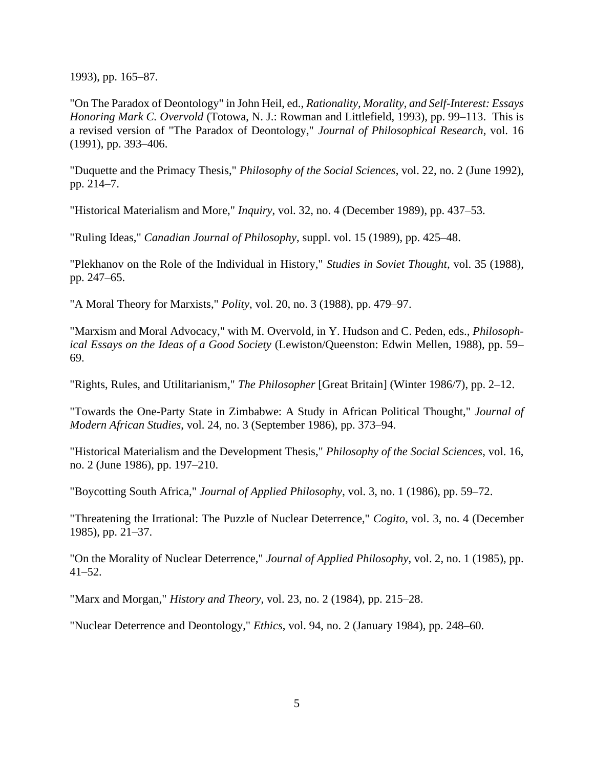1993), pp. 165–87.

"On The Paradox of Deontology" in John Heil, ed., *Rationality, Morality, and Self-Interest: Essays Honoring Mark C. Overvold* (Totowa, N. J.: Rowman and Littlefield, 1993), pp. 99–113. This is a revised version of "The Paradox of Deontology," *Journal of Philosophical Research*, vol. 16 (1991), pp. 393–406.

"Duquette and the Primacy Thesis," *Philosophy of the Social Sciences*, vol. 22, no. 2 (June 1992), pp. 214–7.

"Historical Materialism and More," *Inquiry*, vol. 32, no. 4 (December 1989), pp. 437–53.

"Ruling Ideas," *Canadian Journal of Philosophy*, suppl. vol. 15 (1989), pp. 425–48.

"Plekhanov on the Role of the Individual in History," *Studies in Soviet Thought*, vol. 35 (1988), pp. 247–65.

"A Moral Theory for Marxists," *Polity*, vol. 20, no. 3 (1988), pp. 479–97.

"Marxism and Moral Advocacy," with M. Overvold, in Y. Hudson and C. Peden, eds., *Philosophical Essays on the Ideas of a Good Society* (Lewiston/Queenston: Edwin Mellen, 1988), pp. 59–69.

"Rights, Rules, and Utilitarianism," *The Philosopher* [Great Britain] (Winter 1986/7), pp. 2–12.

"Towards the One-Party State in Zimbabwe: A Study in African Political Thought," *Journal of Modern African Studies*, vol. 24, no. 3 (September 1986), pp. 373–94.

"Historical Materialism and the Development Thesis," *Philosophy of the Social Sciences*, vol. 16, no. 2 (June 1986), pp. 197–210.

"Boycotting South Africa," *Journal of Applied Philosophy*, vol. 3, no. 1 (1986), pp. 59–72.

"Threatening the Irrational: The Puzzle of Nuclear Deterrence," *Cogito*, vol. 3, no. 4 (December 1985), pp. 21–37.

"On the Morality of Nuclear Deterrence," *Journal of Applied Philosophy*, vol. 2, no. 1 (1985), pp. 41–52.

"Marx and Morgan," *History and Theory*, vol. 23, no. 2 (1984), pp. 215–28.

"Nuclear Deterrence and Deontology," *Ethics*, vol. 94, no. 2 (January 1984), pp. 248–60.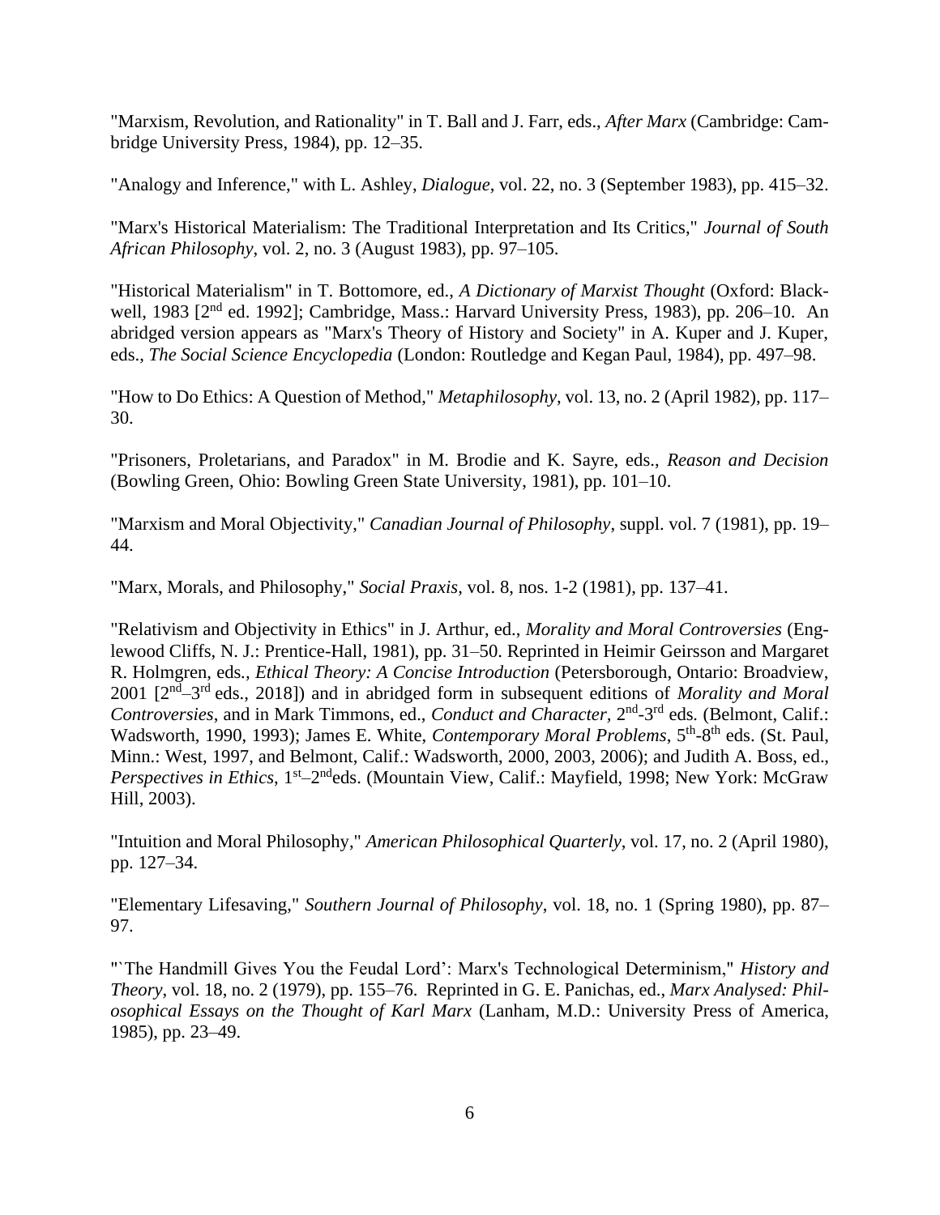"Marxism, Revolution, and Rationality" in T. Ball and J. Farr, eds., *After Marx* (Cambridge: Cambridge University Press, 1984), pp. 12–35.

"Analogy and Inference," with L. Ashley, *Dialogue*, vol. 22, no. 3 (September 1983), pp. 415–32.

"Marx's Historical Materialism: The Traditional Interpretation and Its Critics," *Journal of South African Philosophy*, vol. 2, no. 3 (August 1983), pp. 97–105.

"Historical Materialism" in T. Bottomore, ed., *A Dictionary of Marxist Thought* (Oxford: Blackwell, 1983 [2nd ed. 1992]; Cambridge, Mass.: Harvard University Press, 1983), pp. 206–10. An abridged version appears as "Marx's Theory of History and Society" in A. Kuper and J. Kuper, eds., *The Social Science Encyclopedia* (London: Routledge and Kegan Paul, 1984), pp. 497–98.

"How to Do Ethics: A Question of Method," *Metaphilosophy*, vol. 13, no. 2 (April 1982), pp. 117–30.

"Prisoners, Proletarians, and Paradox" in M. Brodie and K. Sayre, eds., *Reason and Decision* (Bowling Green, Ohio: Bowling Green State University, 1981), pp. 101–10.

"Marxism and Moral Objectivity," *Canadian Journal of Philosophy*, suppl. vol. 7 (1981), pp. 19–44.

"Marx, Morals, and Philosophy," *Social Praxis*, vol. 8, nos. 1-2 (1981), pp. 137–41.

"Relativism and Objectivity in Ethics" in J. Arthur, ed., *Morality and Moral Controversies* (Englewood Cliffs, N. J.: Prentice-Hall, 1981), pp. 31–50. Reprinted in Heimir Geirsson and Margaret R. Holmgren, eds., *Ethical Theory: A Concise Introduction* (Petersborough, Ontario: Broadview, 2001 [2nd–3rd eds., 2018]) and in abridged form in subsequent editions of *Morality and Moral Controversies*, and in Mark Timmons, ed., *Conduct and Character*, 2nd-3rd eds. (Belmont, Calif.: Wadsworth, 1990, 1993); James E. White, *Contemporary Moral Problems*, 5th-8th eds. (St. Paul, Minn.: West, 1997, and Belmont, Calif.: Wadsworth, 2000, 2003, 2006); and Judith A. Boss, ed., *Perspectives in Ethics*, 1st–2nd eds. (Mountain View, Calif.: Mayfield, 1998; New York: McGraw Hill, 2003).

"Intuition and Moral Philosophy," *American Philosophical Quarterly*, vol. 17, no. 2 (April 1980), pp. 127–34.

"Elementary Lifesaving," *Southern Journal of Philosophy*, vol. 18, no. 1 (Spring 1980), pp. 87–97.

"`The Handmill Gives You the Feudal Lord': Marx's Technological Determinism," *History and Theory*, vol. 18, no. 2 (1979), pp. 155–76. Reprinted in G. E. Panichas, ed., *Marx Analysed: Philosophical Essays on the Thought of Karl Marx* (Lanham, M.D.: University Press of America, 1985), pp. 23–49.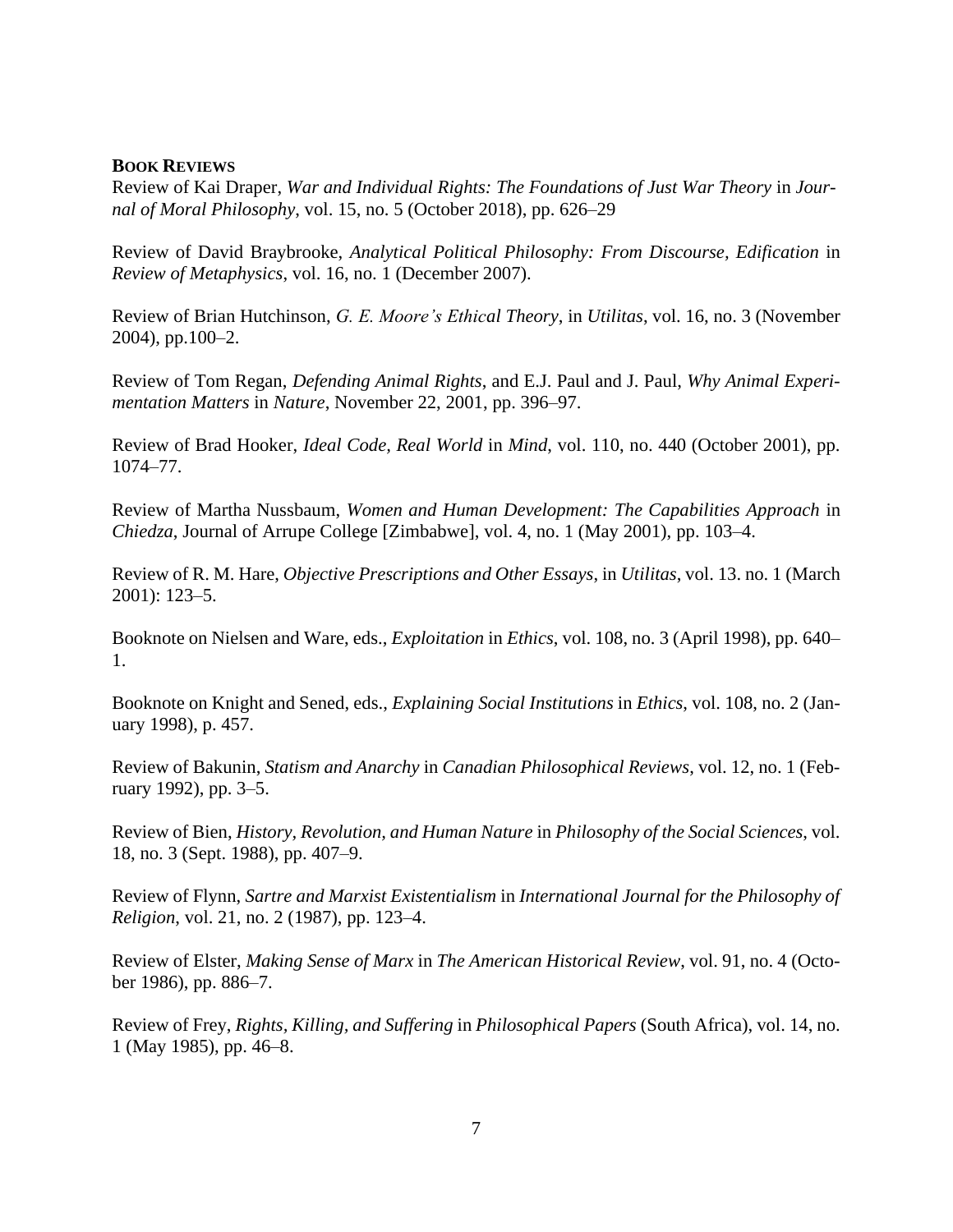**BOOK REVIEWS**

Review of Kai Draper, *War and Individual Rights: The Foundations of Just War Theory* in *Journal of Moral Philosophy*, vol. 15, no. 5 (October 2018), pp. 626–29

Review of David Braybrooke, *Analytical Political Philosophy: From Discourse, Edification* in *Review of Metaphysics*, vol. 16, no. 1 (December 2007).

Review of Brian Hutchinson, *G. E. Moore's Ethical Theory*, in *Utilitas*, vol. 16, no. 3 (November 2004), pp.100–2.

Review of Tom Regan, *Defending Animal Rights*, and E.J. Paul and J. Paul, *Why Animal Experimentation Matters* in *Nature*, November 22, 2001, pp. 396–97.

Review of Brad Hooker, *Ideal Code, Real World* in *Mind*, vol. 110, no. 440 (October 2001), pp. 1074–77.

Review of Martha Nussbaum, *Women and Human Development: The Capabilities Approach* in *Chiedza*, Journal of Arrupe College [Zimbabwe], vol. 4, no. 1 (May 2001), pp. 103–4.

Review of R. M. Hare, *Objective Prescriptions and Other Essays*, in *Utilitas*, vol. 13. no. 1 (March 2001): 123–5.

Booknote on Nielsen and Ware, eds., *Exploitation* in *Ethics*, vol. 108, no. 3 (April 1998), pp. 640–1.

Booknote on Knight and Sened, eds., *Explaining Social Institutions* in *Ethics*, vol. 108, no. 2 (January 1998), p. 457.

Review of Bakunin, *Statism and Anarchy* in *Canadian Philosophical Reviews*, vol. 12, no. 1 (February 1992), pp. 3–5.

Review of Bien, *History, Revolution, and Human Nature* in *Philosophy of the Social Sciences*, vol. 18, no. 3 (Sept. 1988), pp. 407–9.

Review of Flynn, *Sartre and Marxist Existentialism* in *International Journal for the Philosophy of Religion*, vol. 21, no. 2 (1987), pp. 123–4.

Review of Elster, *Making Sense of Marx* in *The American Historical Review*, vol. 91, no. 4 (October 1986), pp. 886–7.

Review of Frey, *Rights, Killing, and Suffering* in *Philosophical Papers* (South Africa), vol. 14, no. 1 (May 1985), pp. 46–8.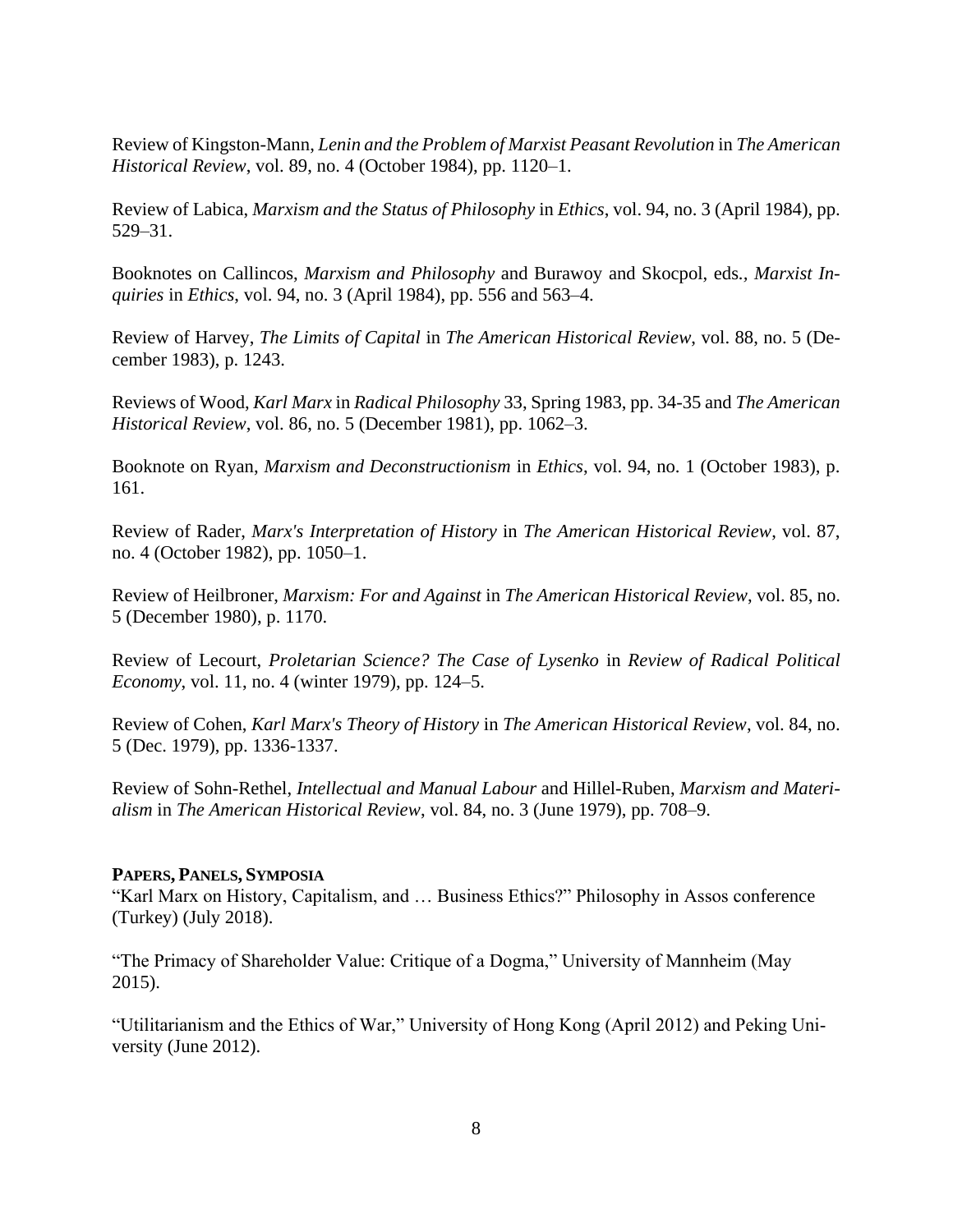Review of Kingston-Mann, *Lenin and the Problem of Marxist Peasant Revolution* in *The American Historical Review*, vol. 89, no. 4 (October 1984), pp. 1120–1.

Review of Labica, *Marxism and the Status of Philosophy* in *Ethics*, vol. 94, no. 3 (April 1984), pp. 529–31.

Booknotes on Callincos, *Marxism and Philosophy* and Burawoy and Skocpol, eds., *Marxist Inquiries* in *Ethics*, vol. 94, no. 3 (April 1984), pp. 556 and 563–4.

Review of Harvey, *The Limits of Capital* in *The American Historical Review*, vol. 88, no. 5 (December 1983), p. 1243.

Reviews of Wood, *Karl Marx* in *Radical Philosophy* 33, Spring 1983, pp. 34-35 and *The American Historical Review*, vol. 86, no. 5 (December 1981), pp. 1062–3.

Booknote on Ryan, *Marxism and Deconstructionism* in *Ethics*, vol. 94, no. 1 (October 1983), p. 161.

Review of Rader, *Marx's Interpretation of History* in *The American Historical Review*, vol. 87, no. 4 (October 1982), pp. 1050–1.

Review of Heilbroner, *Marxism: For and Against* in *The American Historical Review*, vol. 85, no. 5 (December 1980), p. 1170.

Review of Lecourt, *Proletarian Science? The Case of Lysenko* in *Review of Radical Political Economy*, vol. 11, no. 4 (winter 1979), pp. 124–5.

Review of Cohen, *Karl Marx's Theory of History* in *The American Historical Review*, vol. 84, no. 5 (Dec. 1979), pp. 1336-1337.

Review of Sohn-Rethel, *Intellectual and Manual Labour* and Hillel-Ruben, *Marxism and Materialism* in *The American Historical Review*, vol. 84, no. 3 (June 1979), pp. 708–9.

**PAPERS, PANELS, SYMPOSIA**

"Karl Marx on History, Capitalism, and … Business Ethics?" Philosophy in Assos conference (Turkey) (July 2018).

"The Primacy of Shareholder Value: Critique of a Dogma," University of Mannheim (May 2015).

"Utilitarianism and the Ethics of War," University of Hong Kong (April 2012) and Peking University (June 2012).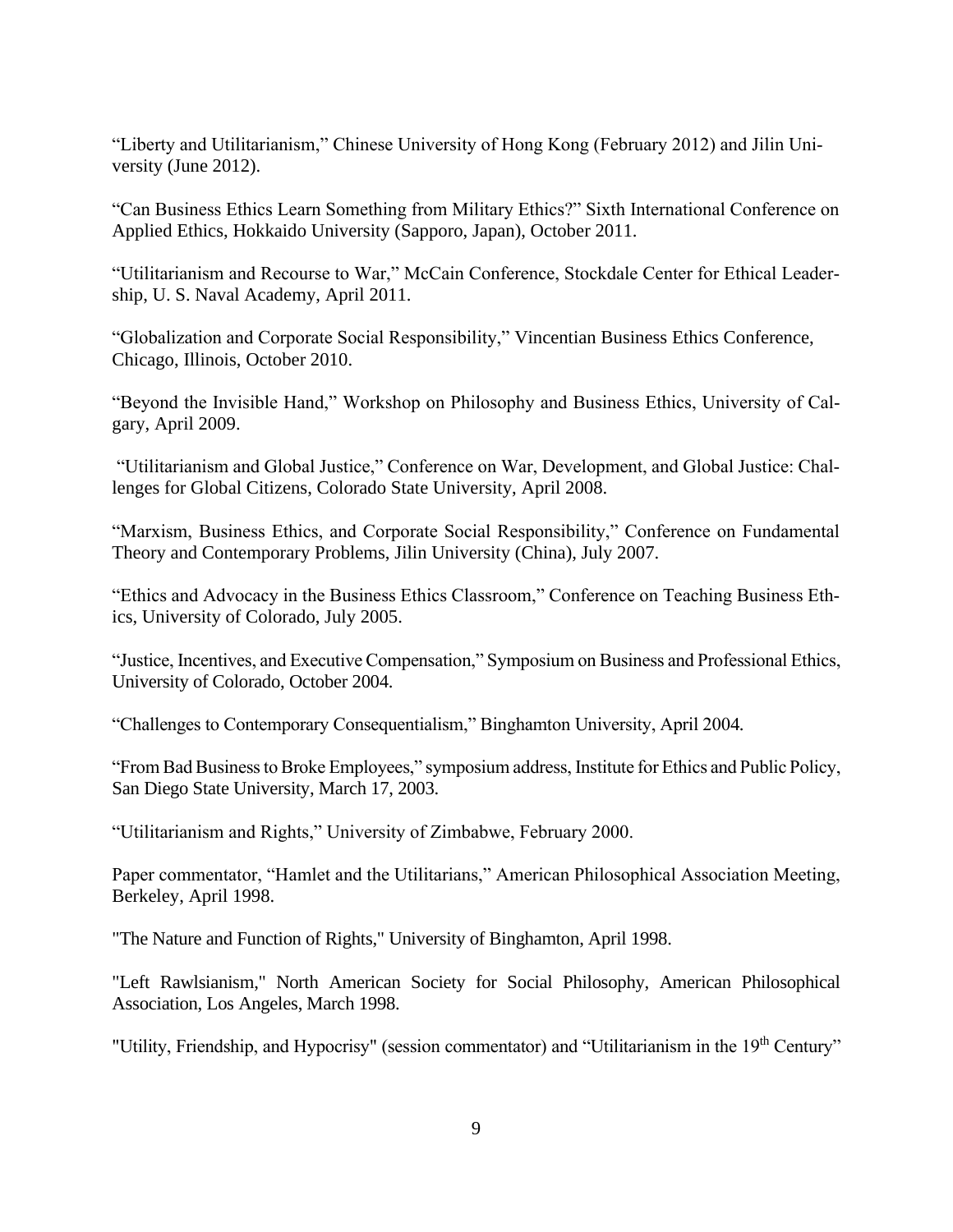"Liberty and Utilitarianism," Chinese University of Hong Kong (February 2012) and Jilin University (June 2012).

"Can Business Ethics Learn Something from Military Ethics?" Sixth International Conference on Applied Ethics, Hokkaido University (Sapporo, Japan), October 2011.

"Utilitarianism and Recourse to War," McCain Conference, Stockdale Center for Ethical Leadership, U. S. Naval Academy, April 2011.

"Globalization and Corporate Social Responsibility," Vincentian Business Ethics Conference, Chicago, Illinois, October 2010.

"Beyond the Invisible Hand," Workshop on Philosophy and Business Ethics, University of Calgary, April 2009.

"Utilitarianism and Global Justice," Conference on War, Development, and Global Justice: Challenges for Global Citizens, Colorado State University, April 2008.

"Marxism, Business Ethics, and Corporate Social Responsibility," Conference on Fundamental Theory and Contemporary Problems, Jilin University (China), July 2007.

"Ethics and Advocacy in the Business Ethics Classroom," Conference on Teaching Business Ethics, University of Colorado, July 2005.

"Justice, Incentives, and Executive Compensation," Symposium on Business and Professional Ethics, University of Colorado, October 2004.

"Challenges to Contemporary Consequentialism," Binghamton University, April 2004.

"From Bad Business to Broke Employees," symposium address, Institute for Ethics and Public Policy, San Diego State University, March 17, 2003.

"Utilitarianism and Rights," University of Zimbabwe, February 2000.

Paper commentator, "Hamlet and the Utilitarians," American Philosophical Association Meeting, Berkeley, April 1998.

"The Nature and Function of Rights," University of Binghamton, April 1998.

"Left Rawlsianism," North American Society for Social Philosophy, American Philosophical Association, Los Angeles, March 1998.

"Utility, Friendship, and Hypocrisy" (session commentator) and "Utilitarianism in the 19th Century"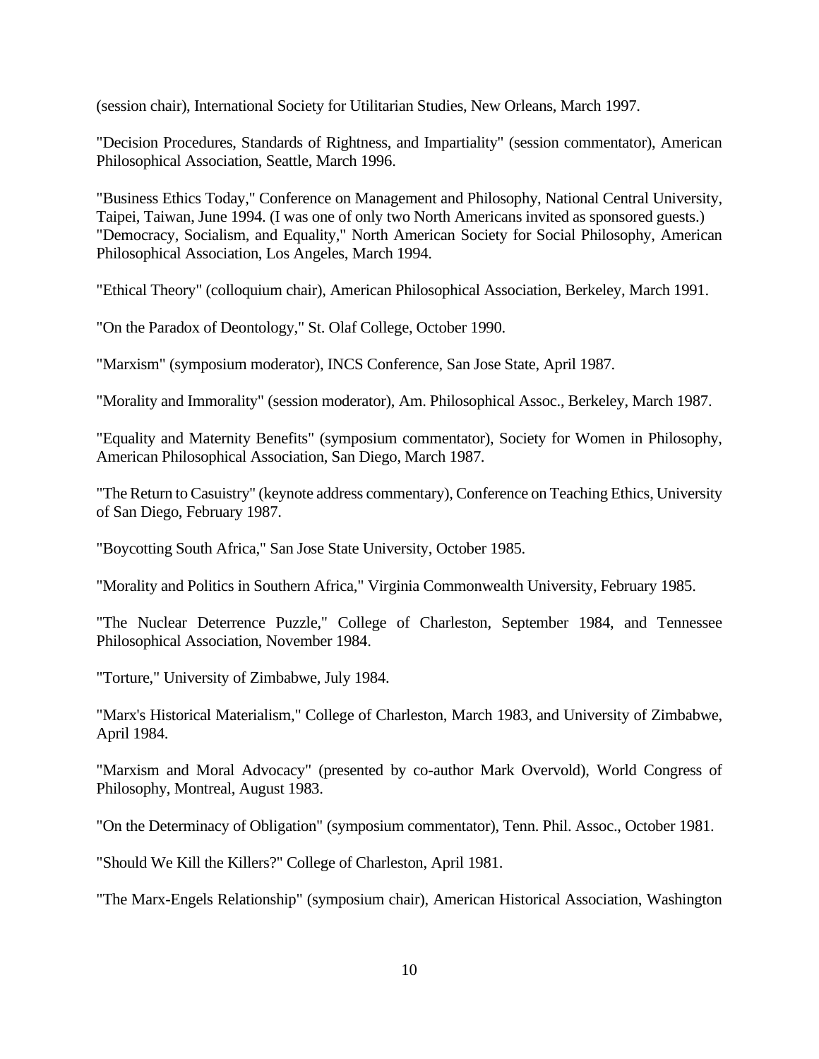(session chair), International Society for Utilitarian Studies, New Orleans, March 1997.

"Decision Procedures, Standards of Rightness, and Impartiality" (session commentator), American Philosophical Association, Seattle, March 1996.

"Business Ethics Today," Conference on Management and Philosophy, National Central University, Taipei, Taiwan, June 1994. (I was one of only two North Americans invited as sponsored guests.)
"Democracy, Socialism, and Equality," North American Society for Social Philosophy, American Philosophical Association, Los Angeles, March 1994.

"Ethical Theory" (colloquium chair), American Philosophical Association, Berkeley, March 1991.

"On the Paradox of Deontology," St. Olaf College, October 1990.

"Marxism" (symposium moderator), INCS Conference, San Jose State, April 1987.

"Morality and Immorality" (session moderator), Am. Philosophical Assoc., Berkeley, March 1987.

"Equality and Maternity Benefits" (symposium commentator), Society for Women in Philosophy, American Philosophical Association, San Diego, March 1987.

"The Return to Casuistry" (keynote address commentary), Conference on Teaching Ethics, University of San Diego, February 1987.

"Boycotting South Africa," San Jose State University, October 1985.

"Morality and Politics in Southern Africa," Virginia Commonwealth University, February 1985.

"The Nuclear Deterrence Puzzle," College of Charleston, September 1984, and Tennessee Philosophical Association, November 1984.

"Torture," University of Zimbabwe, July 1984.

"Marx's Historical Materialism," College of Charleston, March 1983, and University of Zimbabwe, April 1984.

"Marxism and Moral Advocacy" (presented by co-author Mark Overvold), World Congress of Philosophy, Montreal, August 1983.

"On the Determinacy of Obligation" (symposium commentator), Tenn. Phil. Assoc., October 1981.

"Should We Kill the Killers?" College of Charleston, April 1981.

"The Marx-Engels Relationship" (symposium chair), American Historical Association, Washington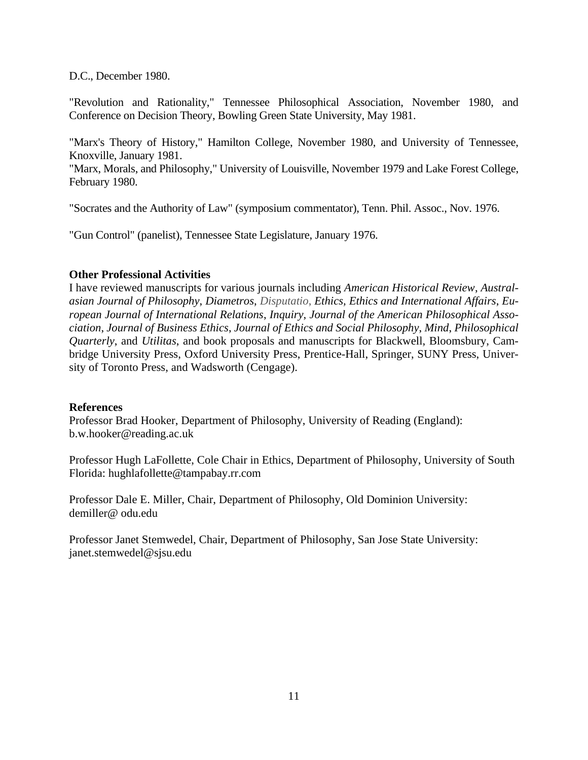D.C., December 1980.

"Revolution and Rationality," Tennessee Philosophical Association, November 1980, and Conference on Decision Theory, Bowling Green State University, May 1981.

"Marx's Theory of History," Hamilton College, November 1980, and University of Tennessee, Knoxville, January 1981.
"Marx, Morals, and Philosophy," University of Louisville, November 1979 and Lake Forest College, February 1980.

"Socrates and the Authority of Law" (symposium commentator), Tenn. Phil. Assoc., Nov. 1976.

"Gun Control" (panelist), Tennessee State Legislature, January 1976.

**Other Professional Activities**
I have reviewed manuscripts for various journals including *American Historical Review*, *Australasian Journal of Philosophy*, *Diametros*, *Disputatio*, *Ethics*, *Ethics and International Affairs*, *European Journal of International Relations*, *Inquiry*, *Journal of the American Philosophical Association*, *Journal of Business Ethics*, *Journal of Ethics and Social Philosophy*, *Mind*, *Philosophical Quarterly*, and *Utilitas*, and book proposals and manuscripts for Blackwell, Bloomsbury, Cambridge University Press, Oxford University Press, Prentice-Hall, Springer, SUNY Press, University of Toronto Press, and Wadsworth (Cengage).

**References**
Professor Brad Hooker, Department of Philosophy, University of Reading (England): b.w.hooker@reading.ac.uk

Professor Hugh LaFollette, Cole Chair in Ethics, Department of Philosophy, University of South Florida: hughlafollette@tampabay.rr.com

Professor Dale E. Miller, Chair, Department of Philosophy, Old Dominion University: demiller@ odu.edu

Professor Janet Stemwedel, Chair, Department of Philosophy, San Jose State University: janet.stemwedel@sjsu.edu